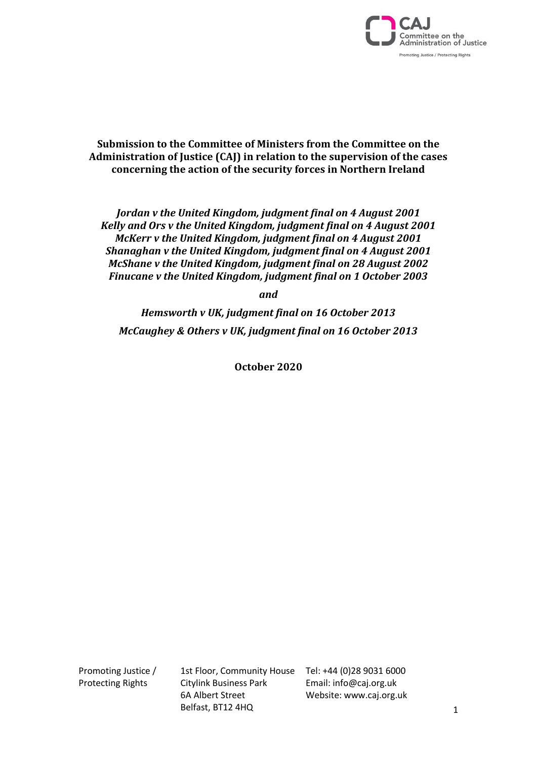CAJ Committee on the Administration of Justice

Promoting Justice / Protecting Rights

# Submission to the Committee of Ministers from the Committee on the Administration of Justice (CAJ) in relation to the supervision of the cases concerning the action of the security forces in Northern Ireland

***Jordan v the United Kingdom, judgment final on 4 August 2001***
***Kelly and Ors v the United Kingdom, judgment final on 4 August 2001***
***McKerr v the United Kingdom, judgment final on 4 August 2001***
***Shanaghan v the United Kingdom, judgment final on 4 August 2001***
***McShane v the United Kingdom, judgment final on 28 August 2002***
***Finucane v the United Kingdom, judgment final on 1 October 2003***

***and***

***Hemsworth v UK, judgment final on 16 October 2013***

***McCaughey & Others v UK, judgment final on 16 October 2013***

**October 2020**

Promoting Justice / Protecting Rights

1st Floor, Community House
Citylink Business Park
6A Albert Street
Belfast, BT12 4HQ

Tel: +44 (0)28 9031 6000
Email: info@caj.org.uk
Website: www.caj.org.uk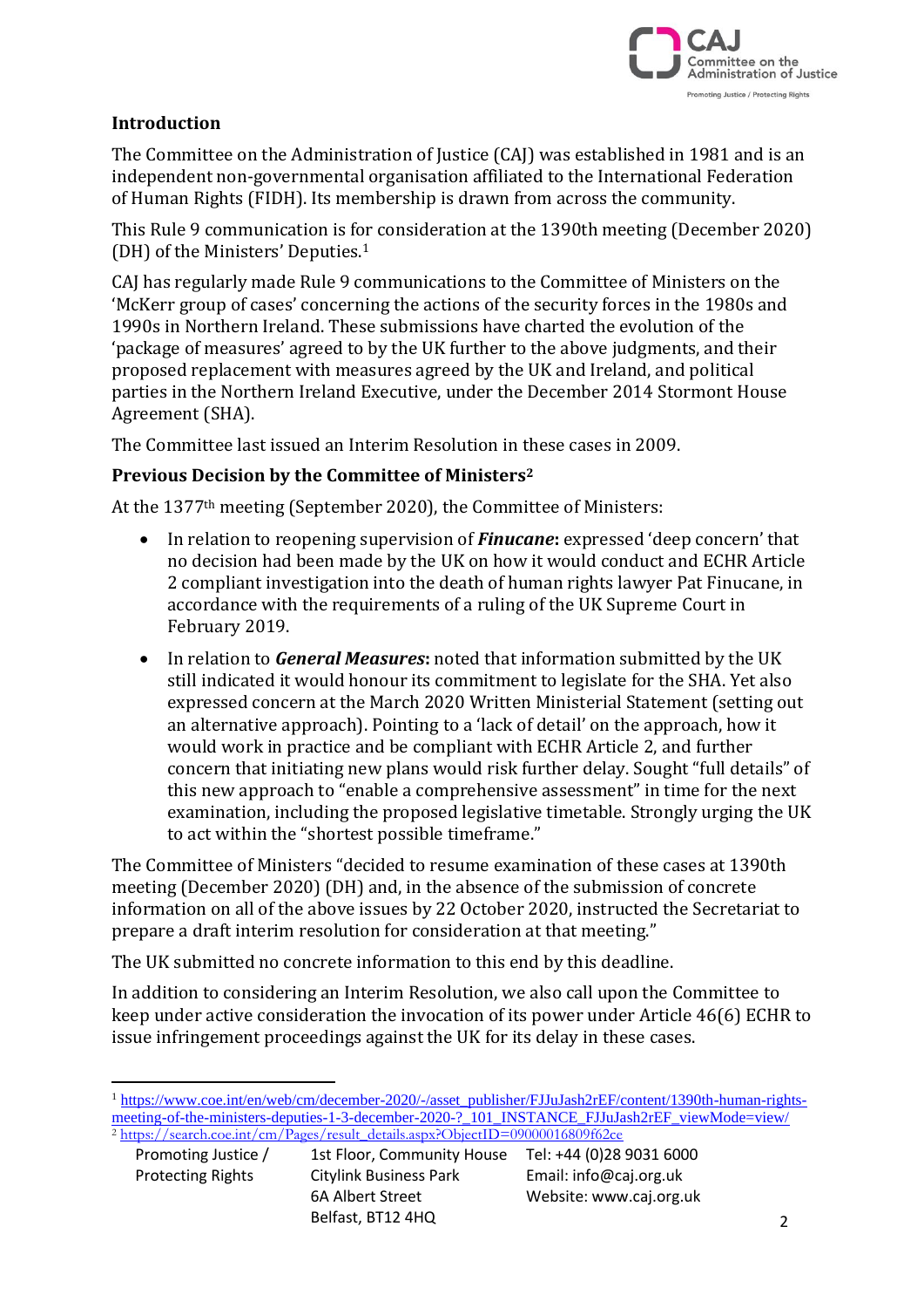## Introduction

The Committee on the Administration of Justice (CAJ) was established in 1981 and is an independent non-governmental organisation affiliated to the International Federation of Human Rights (FIDH). Its membership is drawn from across the community.

This Rule 9 communication is for consideration at the 1390th meeting (December 2020) (DH) of the Ministers' Deputies.[1]

CAJ has regularly made Rule 9 communications to the Committee of Ministers on the 'McKerr group of cases' concerning the actions of the security forces in the 1980s and 1990s in Northern Ireland. These submissions have charted the evolution of the 'package of measures' agreed to by the UK further to the above judgments, and their proposed replacement with measures agreed by the UK and Ireland, and political parties in the Northern Ireland Executive, under the December 2014 Stormont House Agreement (SHA).

The Committee last issued an Interim Resolution in these cases in 2009.

## Previous Decision by the Committee of Ministers[2]

At the 1377th meeting (September 2020), the Committee of Ministers:

- In relation to reopening supervision of ***Finucane*****:** expressed 'deep concern' that no decision had been made by the UK on how it would conduct and ECHR Article 2 compliant investigation into the death of human rights lawyer Pat Finucane, in accordance with the requirements of a ruling of the UK Supreme Court in February 2019.
- In relation to ***General Measures*****:** noted that information submitted by the UK still indicated it would honour its commitment to legislate for the SHA. Yet also expressed concern at the March 2020 Written Ministerial Statement (setting out an alternative approach). Pointing to a 'lack of detail' on the approach, how it would work in practice and be compliant with ECHR Article 2, and further concern that initiating new plans would risk further delay. Sought "full details" of this new approach to "enable a comprehensive assessment" in time for the next examination, including the proposed legislative timetable. Strongly urging the UK to act within the "shortest possible timeframe."

The Committee of Ministers "decided to resume examination of these cases at 1390th meeting (December 2020) (DH) and, in the absence of the submission of concrete information on all of the above issues by 22 October 2020, instructed the Secretariat to prepare a draft interim resolution for consideration at that meeting."

The UK submitted no concrete information to this end by this deadline.

In addition to considering an Interim Resolution, we also call upon the Committee to keep under active consideration the invocation of its power under Article 46(6) ECHR to issue infringement proceedings against the UK for its delay in these cases.

---

[1] https://www.coe.int/en/web/cm/december-2020/-/asset_publisher/FJJuJash2rEF/content/1390th-human-rights-meeting-of-the-ministers-deputies-1-3-december-2020-?_101_INSTANCE_FJJuJash2rEF_viewMode=view/

[2] https://search.coe.int/cm/Pages/result_details.aspx?ObjectID=09000016809f62ce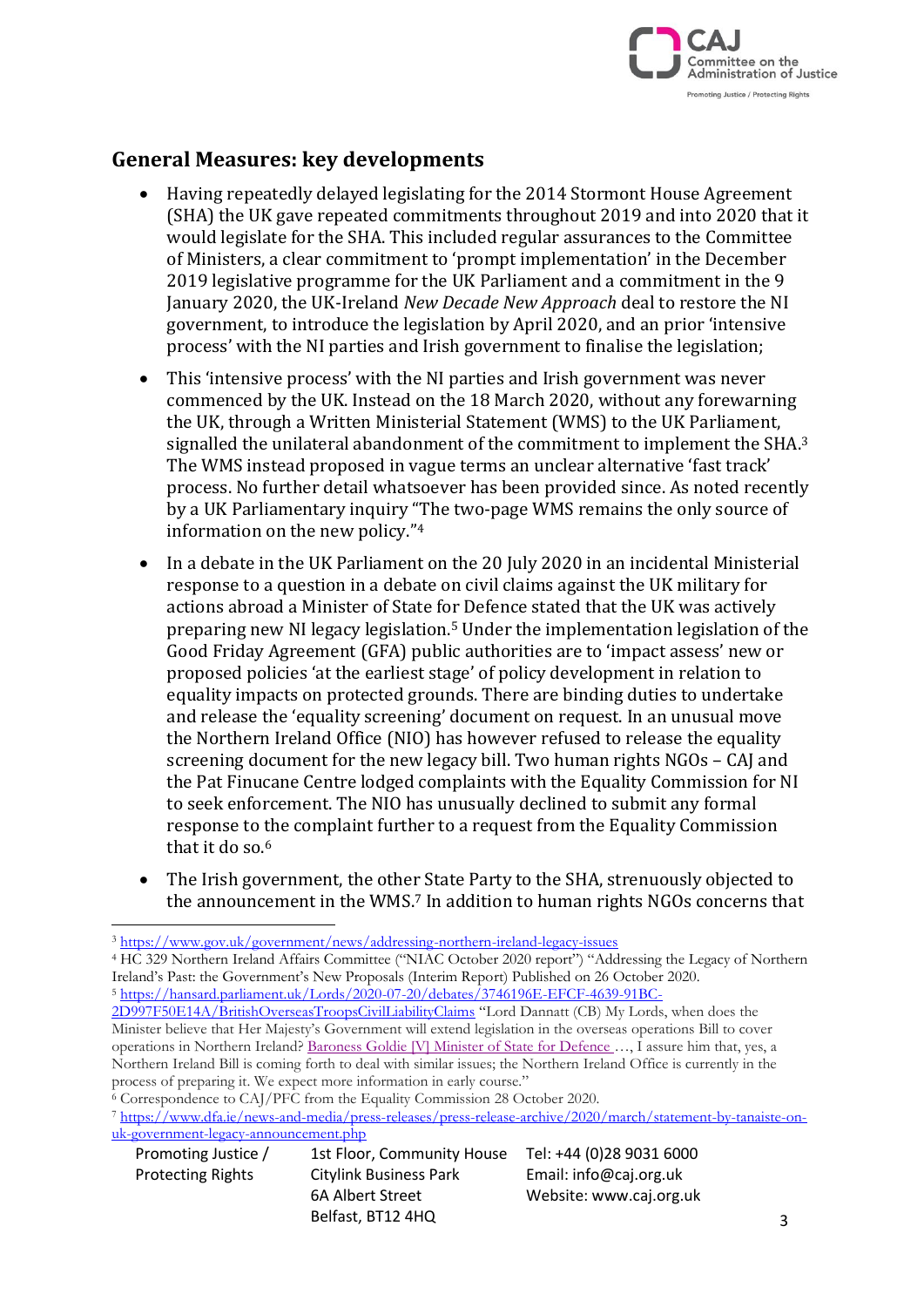## General Measures: key developments

- Having repeatedly delayed legislating for the 2014 Stormont House Agreement (SHA) the UK gave repeated commitments throughout 2019 and into 2020 that it would legislate for the SHA. This included regular assurances to the Committee of Ministers, a clear commitment to 'prompt implementation' in the December 2019 legislative programme for the UK Parliament and a commitment in the 9 January 2020, the UK-Ireland *New Decade New Approach* deal to restore the NI government, to introduce the legislation by April 2020, and an prior 'intensive process' with the NI parties and Irish government to finalise the legislation;

- This 'intensive process' with the NI parties and Irish government was never commenced by the UK. Instead on the 18 March 2020, without any forewarning the UK, through a Written Ministerial Statement (WMS) to the UK Parliament, signalled the unilateral abandonment of the commitment to implement the SHA.[3] The WMS instead proposed in vague terms an unclear alternative 'fast track' process. No further detail whatsoever has been provided since. As noted recently by a UK Parliamentary inquiry "The two-page WMS remains the only source of information on the new policy."[4]

- In a debate in the UK Parliament on the 20 July 2020 in an incidental Ministerial response to a question in a debate on civil claims against the UK military for actions abroad a Minister of State for Defence stated that the UK was actively preparing new NI legacy legislation.[5] Under the implementation legislation of the Good Friday Agreement (GFA) public authorities are to 'impact assess' new or proposed policies 'at the earliest stage' of policy development in relation to equality impacts on protected grounds. There are binding duties to undertake and release the 'equality screening' document on request. In an unusual move the Northern Ireland Office (NIO) has however refused to release the equality screening document for the new legacy bill. Two human rights NGOs – CAJ and the Pat Finucane Centre lodged complaints with the Equality Commission for NI to seek enforcement. The NIO has unusually declined to submit any formal response to the complaint further to a request from the Equality Commission that it do so.[6]

- The Irish government, the other State Party to the SHA, strenuously objected to the announcement in the WMS.[7] In addition to human rights NGOs concerns that

---

[3] https://www.gov.uk/government/news/addressing-northern-ireland-legacy-issues

[4] HC 329 Northern Ireland Affairs Committee ("NIAC October 2020 report") "Addressing the Legacy of Northern Ireland's Past: the Government's New Proposals (Interim Report) Published on 26 October 2020.

[5] https://hansard.parliament.uk/Lords/2020-07-20/debates/3746196E-EFCF-4639-91BC-2D997F50E14A/BritishOverseasTroopsCivilLiabilityClaims "Lord Dannatt (CB) My Lords, when does the Minister believe that Her Majesty's Government will extend legislation in the overseas operations Bill to cover operations in Northern Ireland? Baroness Goldie [V] Minister of State for Defence …, I assure him that, yes, a Northern Ireland Bill is coming forth to deal with similar issues; the Northern Ireland Office is currently in the process of preparing it. We expect more information in early course."

[6] Correspondence to CAJ/PFC from the Equality Commission 28 October 2020.

[7] https://www.dfa.ie/news-and-media/press-releases/press-release-archive/2020/march/statement-by-tanaiste-on-uk-government-legacy-announcement.php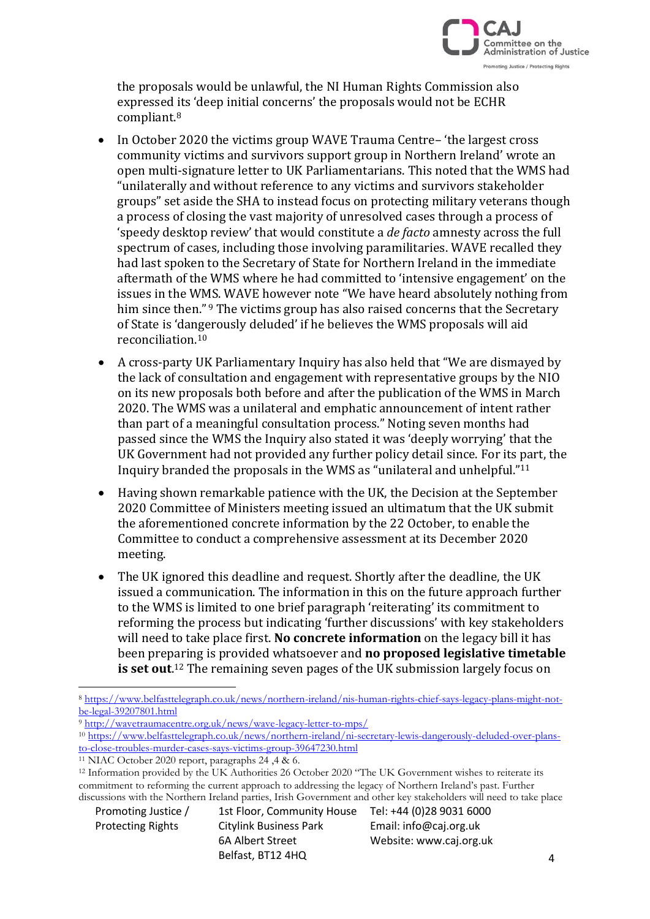the proposals would be unlawful, the NI Human Rights Commission also expressed its 'deep initial concerns' the proposals would not be ECHR compliant.[8]

- In October 2020 the victims group WAVE Trauma Centre– 'the largest cross community victims and survivors support group in Northern Ireland' wrote an open multi-signature letter to UK Parliamentarians. This noted that the WMS had "unilaterally and without reference to any victims and survivors stakeholder groups" set aside the SHA to instead focus on protecting military veterans though a process of closing the vast majority of unresolved cases through a process of 'speedy desktop review' that would constitute a *de facto* amnesty across the full spectrum of cases, including those involving paramilitaries. WAVE recalled they had last spoken to the Secretary of State for Northern Ireland in the immediate aftermath of the WMS where he had committed to 'intensive engagement' on the issues in the WMS. WAVE however note "We have heard absolutely nothing from him since then." [9] The victims group has also raised concerns that the Secretary of State is 'dangerously deluded' if he believes the WMS proposals will aid reconciliation.[10]

- A cross-party UK Parliamentary Inquiry has also held that "We are dismayed by the lack of consultation and engagement with representative groups by the NIO on its new proposals both before and after the publication of the WMS in March 2020. The WMS was a unilateral and emphatic announcement of intent rather than part of a meaningful consultation process." Noting seven months had passed since the WMS the Inquiry also stated it was 'deeply worrying' that the UK Government had not provided any further policy detail since. For its part, the Inquiry branded the proposals in the WMS as "unilateral and unhelpful."[11]

- Having shown remarkable patience with the UK, the Decision at the September 2020 Committee of Ministers meeting issued an ultimatum that the UK submit the aforementioned concrete information by the 22 October, to enable the Committee to conduct a comprehensive assessment at its December 2020 meeting.

- The UK ignored this deadline and request. Shortly after the deadline, the UK issued a communication. The information in this on the future approach further to the WMS is limited to one brief paragraph 'reiterating' its commitment to reforming the process but indicating 'further discussions' with key stakeholders will need to take place first. **No concrete information** on the legacy bill it has been preparing is provided whatsoever and **no proposed legislative timetable is set out**.[12] The remaining seven pages of the UK submission largely focus on

---

[8] https://www.belfasttelegraph.co.uk/news/northern-ireland/nis-human-rights-chief-says-legacy-plans-might-not-be-legal-39207801.html

[9] http://wavetraumacentre.org.uk/news/wave-legacy-letter-to-mps/

[10] https://www.belfasttelegraph.co.uk/news/northern-ireland/ni-secretary-lewis-dangerously-deluded-over-plans-to-close-troubles-murder-cases-says-victims-group-39647230.html

[11] NIAC October 2020 report, paragraphs 24 ,4 & 6.

[12] Information provided by the UK Authorities 26 October 2020 "The UK Government wishes to reiterate its commitment to reforming the current approach to addressing the legacy of Northern Ireland's past. Further discussions with the Northern Ireland parties, Irish Government and other key stakeholders will need to take place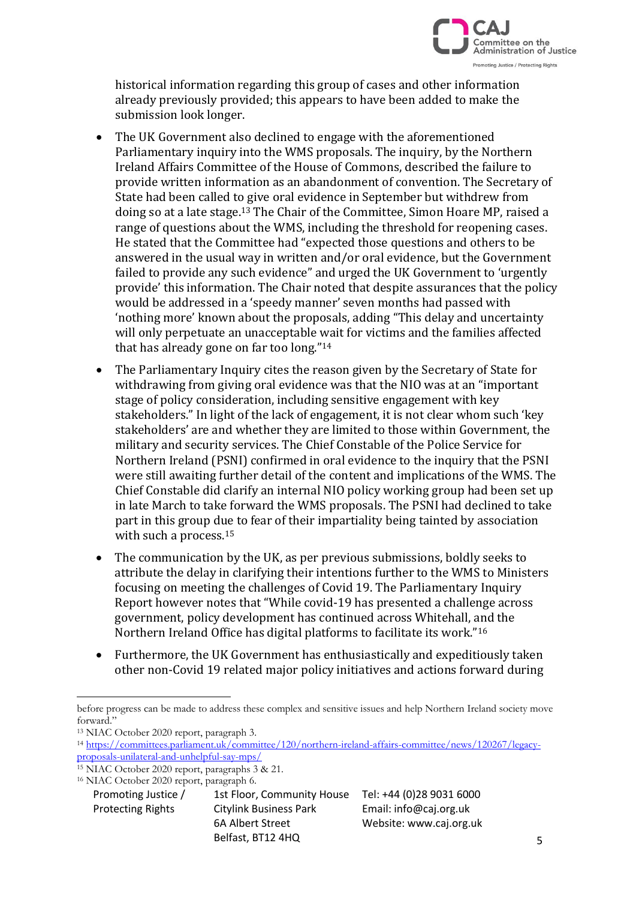historical information regarding this group of cases and other information already previously provided; this appears to have been added to make the submission look longer.

- The UK Government also declined to engage with the aforementioned Parliamentary inquiry into the WMS proposals. The inquiry, by the Northern Ireland Affairs Committee of the House of Commons, described the failure to provide written information as an abandonment of convention. The Secretary of State had been called to give oral evidence in September but withdrew from doing so at a late stage.[13] The Chair of the Committee, Simon Hoare MP, raised a range of questions about the WMS, including the threshold for reopening cases. He stated that the Committee had "expected those questions and others to be answered in the usual way in written and/or oral evidence, but the Government failed to provide any such evidence" and urged the UK Government to 'urgently provide' this information. The Chair noted that despite assurances that the policy would be addressed in a 'speedy manner' seven months had passed with 'nothing more' known about the proposals, adding "This delay and uncertainty will only perpetuate an unacceptable wait for victims and the families affected that has already gone on far too long."[14]

- The Parliamentary Inquiry cites the reason given by the Secretary of State for withdrawing from giving oral evidence was that the NIO was at an "important stage of policy consideration, including sensitive engagement with key stakeholders." In light of the lack of engagement, it is not clear whom such 'key stakeholders' are and whether they are limited to those within Government, the military and security services. The Chief Constable of the Police Service for Northern Ireland (PSNI) confirmed in oral evidence to the inquiry that the PSNI were still awaiting further detail of the content and implications of the WMS. The Chief Constable did clarify an internal NIO policy working group had been set up in late March to take forward the WMS proposals. The PSNI had declined to take part in this group due to fear of their impartiality being tainted by association with such a process.[15]

- The communication by the UK, as per previous submissions, boldly seeks to attribute the delay in clarifying their intentions further to the WMS to Ministers focusing on meeting the challenges of Covid 19. The Parliamentary Inquiry Report however notes that "While covid-19 has presented a challenge across government, policy development has continued across Whitehall, and the Northern Ireland Office has digital platforms to facilitate its work."[16]

- Furthermore, the UK Government has enthusiastically and expeditiously taken other non-Covid 19 related major policy initiatives and actions forward during

---

before progress can be made to address these complex and sensitive issues and help Northern Ireland society move forward."

[13] NIAC October 2020 report, paragraph 3.

[14] https://committees.parliament.uk/committee/120/northern-ireland-affairs-committee/news/120267/legacy-proposals-unilateral-and-unhelpful-say-mps/

[15] NIAC October 2020 report, paragraphs 3 & 21.

[16] NIAC October 2020 report, paragraph 6.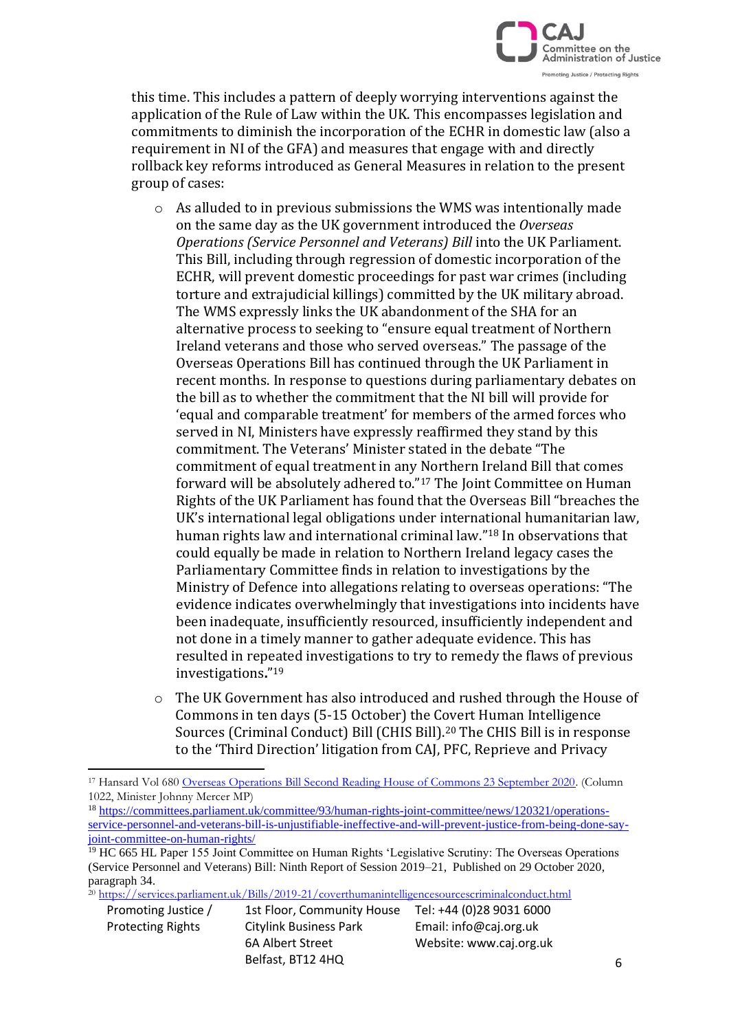this time. This includes a pattern of deeply worrying interventions against the application of the Rule of Law within the UK. This encompasses legislation and commitments to diminish the incorporation of the ECHR in domestic law (also a requirement in NI of the GFA) and measures that engage with and directly rollback key reforms introduced as General Measures in relation to the present group of cases:

- As alluded to in previous submissions the WMS was intentionally made on the same day as the UK government introduced the *Overseas Operations (Service Personnel and Veterans) Bill* into the UK Parliament. This Bill, including through regression of domestic incorporation of the ECHR, will prevent domestic proceedings for past war crimes (including torture and extrajudicial killings) committed by the UK military abroad. The WMS expressly links the UK abandonment of the SHA for an alternative process to seeking to "ensure equal treatment of Northern Ireland veterans and those who served overseas." The passage of the Overseas Operations Bill has continued through the UK Parliament in recent months. In response to questions during parliamentary debates on the bill as to whether the commitment that the NI bill will provide for 'equal and comparable treatment' for members of the armed forces who served in NI, Ministers have expressly reaffirmed they stand by this commitment. The Veterans' Minister stated in the debate "The commitment of equal treatment in any Northern Ireland Bill that comes forward will be absolutely adhered to."[17] The Joint Committee on Human Rights of the UK Parliament has found that the Overseas Bill "breaches the UK's international legal obligations under international humanitarian law, human rights law and international criminal law."[18] In observations that could equally be made in relation to Northern Ireland legacy cases the Parliamentary Committee finds in relation to investigations by the Ministry of Defence into allegations relating to overseas operations: "The evidence indicates overwhelmingly that investigations into incidents have been inadequate, insufficiently resourced, insufficiently independent and not done in a timely manner to gather adequate evidence. This has resulted in repeated investigations to try to remedy the flaws of previous investigations**.**"[19]

- The UK Government has also introduced and rushed through the House of Commons in ten days (5-15 October) the Covert Human Intelligence Sources (Criminal Conduct) Bill (CHIS Bill).[20] The CHIS Bill is in response to the 'Third Direction' litigation from CAJ, PFC, Reprieve and Privacy

---

[17] Hansard Vol 680 Overseas Operations Bill Second Reading House of Commons 23 September 2020. (Column 1022, Minister Johnny Mercer MP)

[18] https://committees.parliament.uk/committee/93/human-rights-joint-committee/news/120321/operations-service-personnel-and-veterans-bill-is-unjustifiable-ineffective-and-will-prevent-justice-from-being-done-say-joint-committee-on-human-rights/

[19] HC 665 HL Paper 155 Joint Committee on Human Rights 'Legislative Scrutiny: The Overseas Operations (Service Personnel and Veterans) Bill: Ninth Report of Session 2019–21, Published on 29 October 2020, paragraph 34.

[20] https://services.parliament.uk/Bills/2019-21/coverthumanintelligencesourcescriminalconduct.html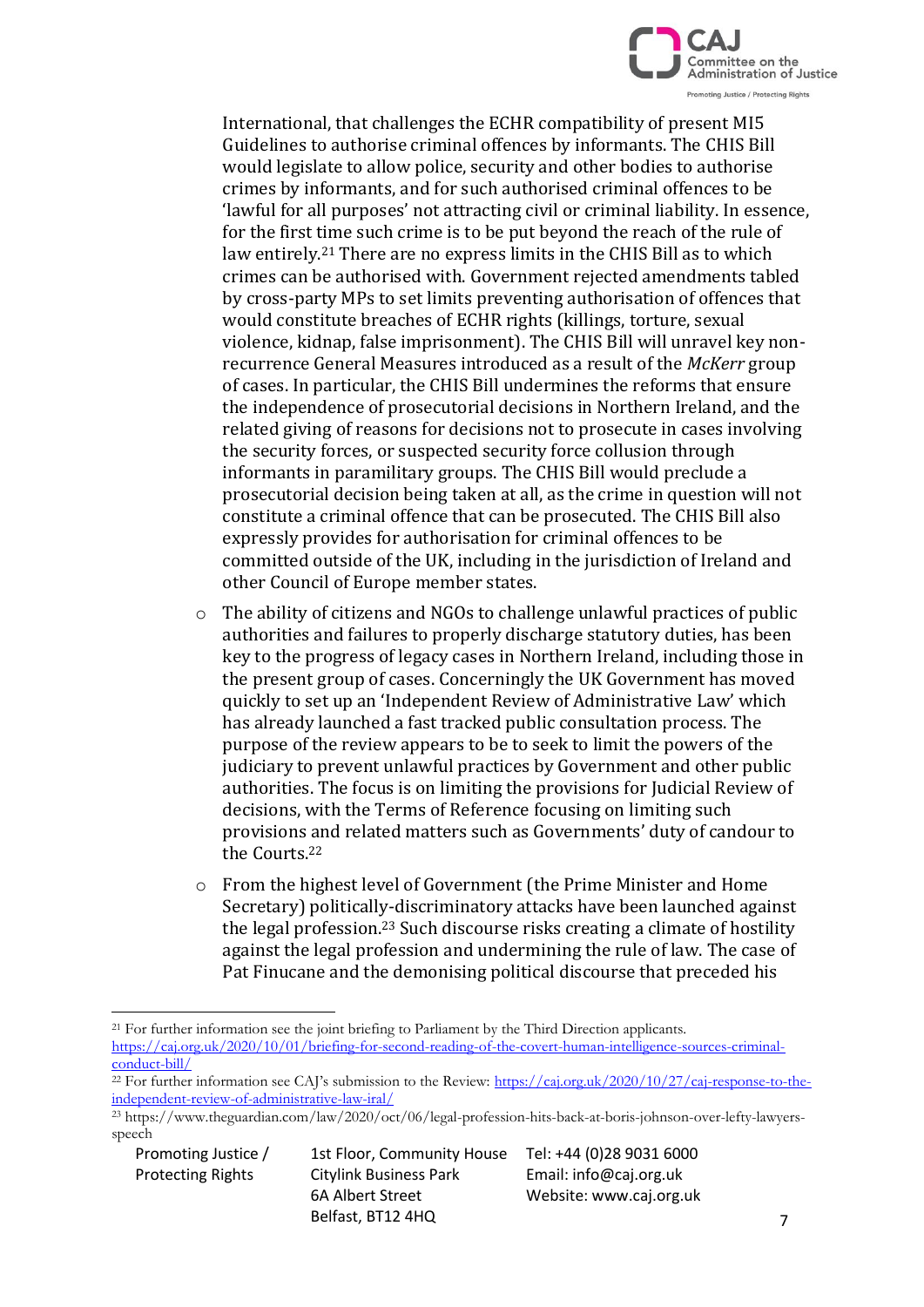International, that challenges the ECHR compatibility of present MI5 Guidelines to authorise criminal offences by informants. The CHIS Bill would legislate to allow police, security and other bodies to authorise crimes by informants, and for such authorised criminal offences to be 'lawful for all purposes' not attracting civil or criminal liability. In essence, for the first time such crime is to be put beyond the reach of the rule of law entirely.[21] There are no express limits in the CHIS Bill as to which crimes can be authorised with. Government rejected amendments tabled by cross-party MPs to set limits preventing authorisation of offences that would constitute breaches of ECHR rights (killings, torture, sexual violence, kidnap, false imprisonment). The CHIS Bill will unravel key non-recurrence General Measures introduced as a result of the *McKerr* group of cases. In particular, the CHIS Bill undermines the reforms that ensure the independence of prosecutorial decisions in Northern Ireland, and the related giving of reasons for decisions not to prosecute in cases involving the security forces, or suspected security force collusion through informants in paramilitary groups. The CHIS Bill would preclude a prosecutorial decision being taken at all, as the crime in question will not constitute a criminal offence that can be prosecuted. The CHIS Bill also expressly provides for authorisation for criminal offences to be committed outside of the UK, including in the jurisdiction of Ireland and other Council of Europe member states.

- The ability of citizens and NGOs to challenge unlawful practices of public authorities and failures to properly discharge statutory duties, has been key to the progress of legacy cases in Northern Ireland, including those in the present group of cases. Concerningly the UK Government has moved quickly to set up an 'Independent Review of Administrative Law' which has already launched a fast tracked public consultation process. The purpose of the review appears to be to seek to limit the powers of the judiciary to prevent unlawful practices by Government and other public authorities. The focus is on limiting the provisions for Judicial Review of decisions, with the Terms of Reference focusing on limiting such provisions and related matters such as Governments' duty of candour to the Courts.[22]

- From the highest level of Government (the Prime Minister and Home Secretary) politically-discriminatory attacks have been launched against the legal profession.[23] Such discourse risks creating a climate of hostility against the legal profession and undermining the rule of law. The case of Pat Finucane and the demonising political discourse that preceded his

---

[21] For further information see the joint briefing to Parliament by the Third Direction applicants. https://caj.org.uk/2020/10/01/briefing-for-second-reading-of-the-covert-human-intelligence-sources-criminal-conduct-bill/

[22] For further information see CAJ's submission to the Review: https://caj.org.uk/2020/10/27/caj-response-to-the-independent-review-of-administrative-law-iral/

[23] https://www.theguardian.com/law/2020/oct/06/legal-profession-hits-back-at-boris-johnson-over-lefty-lawyers-speech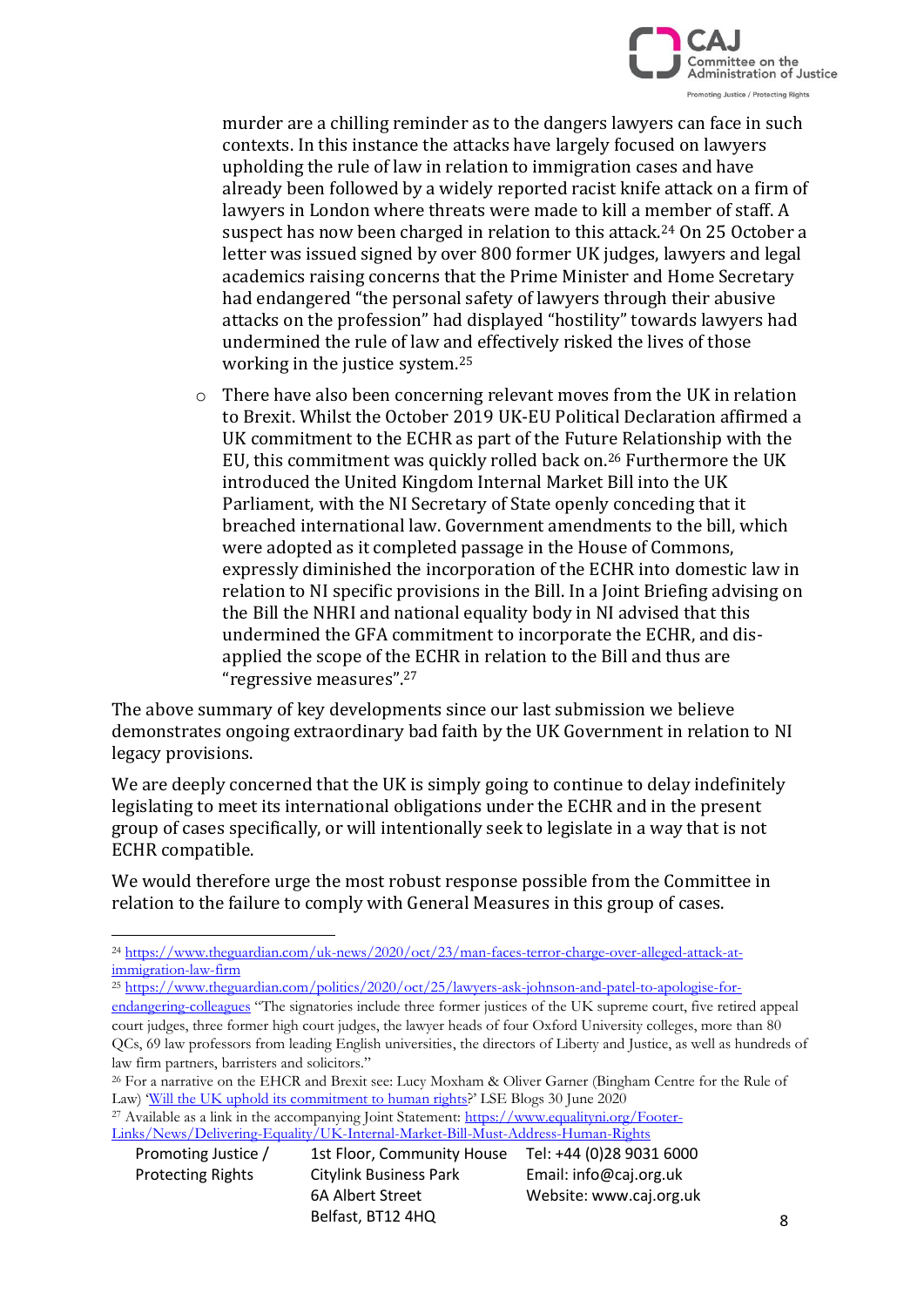murder are a chilling reminder as to the dangers lawyers can face in such contexts. In this instance the attacks have largely focused on lawyers upholding the rule of law in relation to immigration cases and have already been followed by a widely reported racist knife attack on a firm of lawyers in London where threats were made to kill a member of staff. A suspect has now been charged in relation to this attack.[24] On 25 October a letter was issued signed by over 800 former UK judges, lawyers and legal academics raising concerns that the Prime Minister and Home Secretary had endangered "the personal safety of lawyers through their abusive attacks on the profession" had displayed "hostility" towards lawyers had undermined the rule of law and effectively risked the lives of those working in the justice system.[25]

- There have also been concerning relevant moves from the UK in relation to Brexit. Whilst the October 2019 UK-EU Political Declaration affirmed a UK commitment to the ECHR as part of the Future Relationship with the EU, this commitment was quickly rolled back on.[26] Furthermore the UK introduced the United Kingdom Internal Market Bill into the UK Parliament, with the NI Secretary of State openly conceding that it breached international law. Government amendments to the bill, which were adopted as it completed passage in the House of Commons, expressly diminished the incorporation of the ECHR into domestic law in relation to NI specific provisions in the Bill. In a Joint Briefing advising on the Bill the NHRI and national equality body in NI advised that this undermined the GFA commitment to incorporate the ECHR, and dis-applied the scope of the ECHR in relation to the Bill and thus are "regressive measures".[27]

The above summary of key developments since our last submission we believe demonstrates ongoing extraordinary bad faith by the UK Government in relation to NI legacy provisions.

We are deeply concerned that the UK is simply going to continue to delay indefinitely legislating to meet its international obligations under the ECHR and in the present group of cases specifically, or will intentionally seek to legislate in a way that is not ECHR compatible.

We would therefore urge the most robust response possible from the Committee in relation to the failure to comply with General Measures in this group of cases.

---

[24] https://www.theguardian.com/uk-news/2020/oct/23/man-faces-terror-charge-over-alleged-attack-at-immigration-law-firm

[25] https://www.theguardian.com/politics/2020/oct/25/lawyers-ask-johnson-and-patel-to-apologise-for-endangering-colleagues "The signatories include three former justices of the UK supreme court, five retired appeal court judges, three former high court judges, the lawyer heads of four Oxford University colleges, more than 80 QCs, 69 law professors from leading English universities, the directors of Liberty and Justice, as well as hundreds of law firm partners, barristers and solicitors."

[26] For a narrative on the EHCR and Brexit see: Lucy Moxham & Oliver Garner (Bingham Centre for the Rule of Law) 'Will the UK uphold its commitment to human rights?' LSE Blogs 30 June 2020

[27] Available as a link in the accompanying Joint Statement: https://www.equalityni.org/Footer-Links/News/Delivering-Equality/UK-Internal-Market-Bill-Must-Address-Human-Rights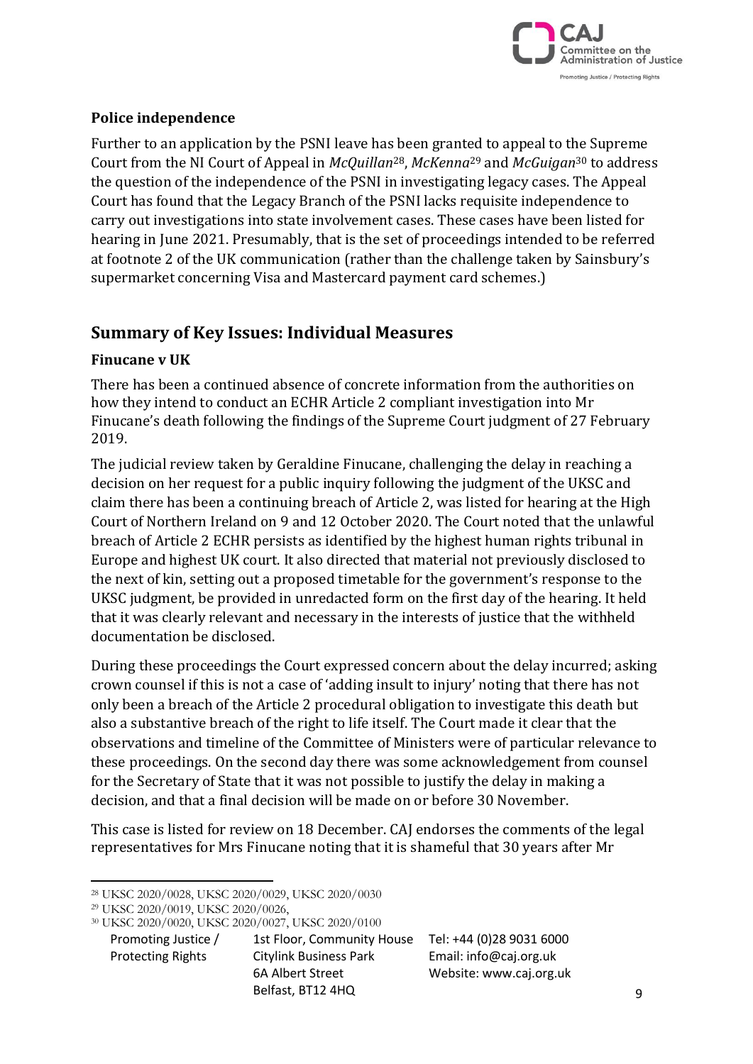### Police independence

Further to an application by the PSNI leave has been granted to appeal to the Supreme Court from the NI Court of Appeal in *McQuillan*[28], *McKenna*[29] and *McGuigan*[30] to address the question of the independence of the PSNI in investigating legacy cases. The Appeal Court has found that the Legacy Branch of the PSNI lacks requisite independence to carry out investigations into state involvement cases. These cases have been listed for hearing in June 2021. Presumably, that is the set of proceedings intended to be referred at footnote 2 of the UK communication (rather than the challenge taken by Sainsbury's supermarket concerning Visa and Mastercard payment card schemes.)

## Summary of Key Issues: Individual Measures

### Finucane v UK

There has been a continued absence of concrete information from the authorities on how they intend to conduct an ECHR Article 2 compliant investigation into Mr Finucane's death following the findings of the Supreme Court judgment of 27 February 2019.

The judicial review taken by Geraldine Finucane, challenging the delay in reaching a decision on her request for a public inquiry following the judgment of the UKSC and claim there has been a continuing breach of Article 2, was listed for hearing at the High Court of Northern Ireland on 9 and 12 October 2020. The Court noted that the unlawful breach of Article 2 ECHR persists as identified by the highest human rights tribunal in Europe and highest UK court. It also directed that material not previously disclosed to the next of kin, setting out a proposed timetable for the government's response to the UKSC judgment, be provided in unredacted form on the first day of the hearing. It held that it was clearly relevant and necessary in the interests of justice that the withheld documentation be disclosed.

During these proceedings the Court expressed concern about the delay incurred; asking crown counsel if this is not a case of 'adding insult to injury' noting that there has not only been a breach of the Article 2 procedural obligation to investigate this death but also a substantive breach of the right to life itself. The Court made it clear that the observations and timeline of the Committee of Ministers were of particular relevance to these proceedings. On the second day there was some acknowledgement from counsel for the Secretary of State that it was not possible to justify the delay in making a decision, and that a final decision will be made on or before 30 November.

This case is listed for review on 18 December. CAJ endorses the comments of the legal representatives for Mrs Finucane noting that it is shameful that 30 years after Mr

---

[28] UKSC 2020/0028, UKSC 2020/0029, UKSC 2020/0030

[29] UKSC 2020/0019, UKSC 2020/0026,

[30] UKSC 2020/0020, UKSC 2020/0027, UKSC 2020/0100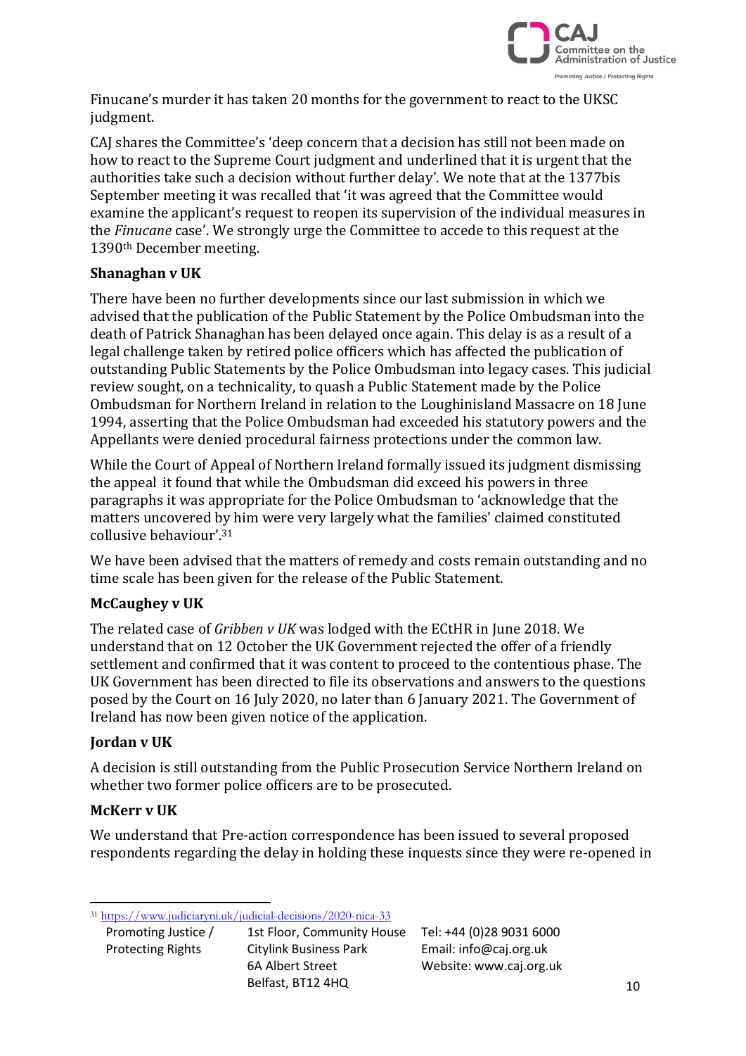Finucane's murder it has taken 20 months for the government to react to the UKSC judgment.

CAJ shares the Committee's 'deep concern that a decision has still not been made on how to react to the Supreme Court judgment and underlined that it is urgent that the authorities take such a decision without further delay'. We note that at the 1377bis September meeting it was recalled that 'it was agreed that the Committee would examine the applicant's request to reopen its supervision of the individual measures in the *Finucane* case'. We strongly urge the Committee to accede to this request at the 1390th December meeting.

**Shanaghan v UK**

There have been no further developments since our last submission in which we advised that the publication of the Public Statement by the Police Ombudsman into the death of Patrick Shanaghan has been delayed once again. This delay is as a result of a legal challenge taken by retired police officers which has affected the publication of outstanding Public Statements by the Police Ombudsman into legacy cases. This judicial review sought, on a technicality, to quash a Public Statement made by the Police Ombudsman for Northern Ireland in relation to the Loughinisland Massacre on 18 June 1994, asserting that the Police Ombudsman had exceeded his statutory powers and the Appellants were denied procedural fairness protections under the common law.

While the Court of Appeal of Northern Ireland formally issued its judgment dismissing the appeal it found that while the Ombudsman did exceed his powers in three paragraphs it was appropriate for the Police Ombudsman to 'acknowledge that the matters uncovered by him were very largely what the families' claimed constituted collusive behaviour'.[31]

We have been advised that the matters of remedy and costs remain outstanding and no time scale has been given for the release of the Public Statement.

**McCaughey v UK**

The related case of *Gribben v UK* was lodged with the ECtHR in June 2018. We understand that on 12 October the UK Government rejected the offer of a friendly settlement and confirmed that it was content to proceed to the contentious phase. The UK Government has been directed to file its observations and answers to the questions posed by the Court on 16 July 2020, no later than 6 January 2021. The Government of Ireland has now been given notice of the application.

**Jordan v UK**

A decision is still outstanding from the Public Prosecution Service Northern Ireland on whether two former police officers are to be prosecuted.

**McKerr v UK**

We understand that Pre-action correspondence has been issued to several proposed respondents regarding the delay in holding these inquests since they were re-opened in

[31] https://www.judiciaryni.uk/judicial-decisions/2020-nica-33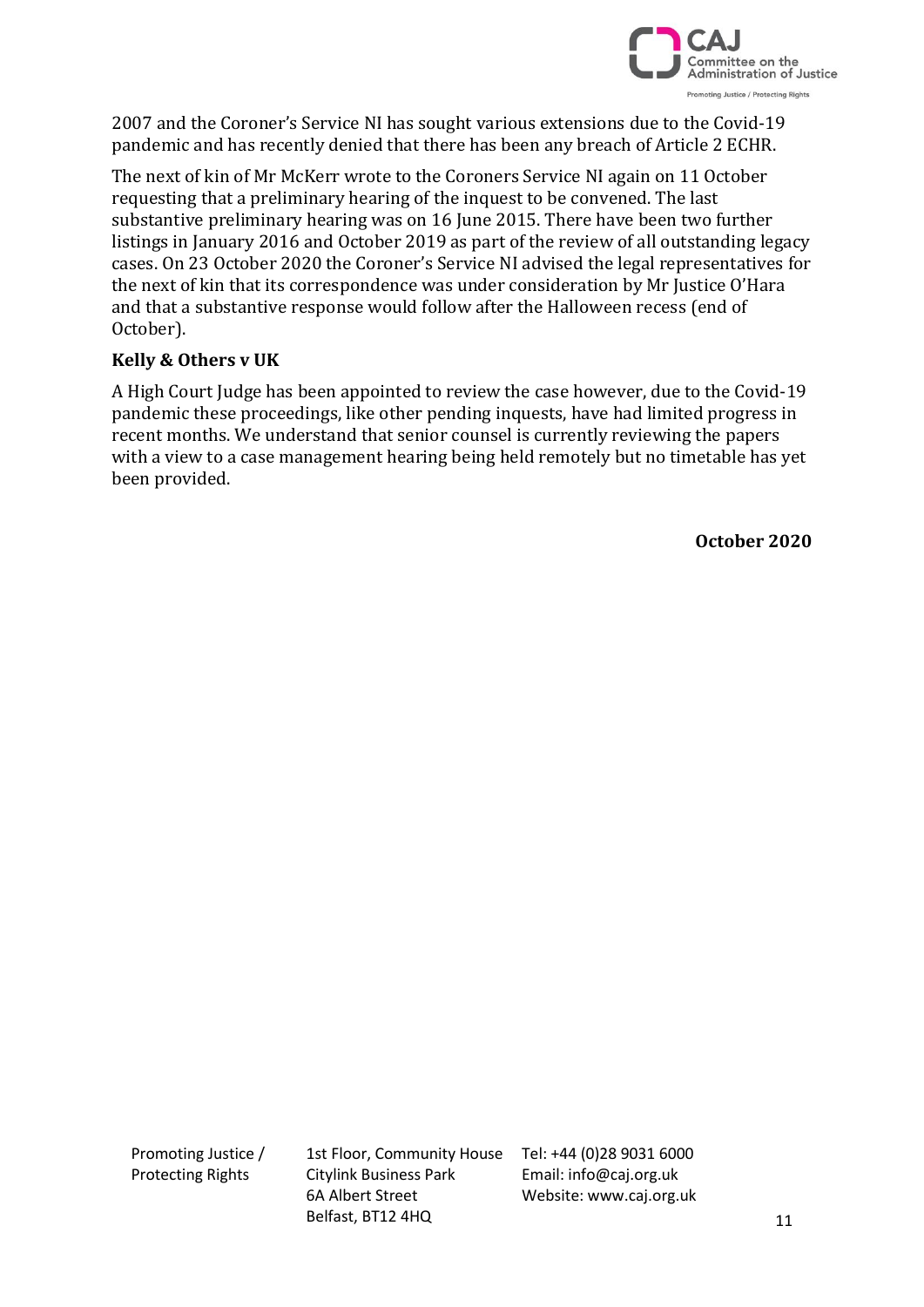2007 and the Coroner's Service NI has sought various extensions due to the Covid-19 pandemic and has recently denied that there has been any breach of Article 2 ECHR.

The next of kin of Mr McKerr wrote to the Coroners Service NI again on 11 October requesting that a preliminary hearing of the inquest to be convened. The last substantive preliminary hearing was on 16 June 2015. There have been two further listings in January 2016 and October 2019 as part of the review of all outstanding legacy cases. On 23 October 2020 the Coroner's Service NI advised the legal representatives for the next of kin that its correspondence was under consideration by Mr Justice O'Hara and that a substantive response would follow after the Halloween recess (end of October).

**Kelly & Others v UK**

A High Court Judge has been appointed to review the case however, due to the Covid-19 pandemic these proceedings, like other pending inquests, have had limited progress in recent months. We understand that senior counsel is currently reviewing the papers with a view to a case management hearing being held remotely but no timetable has yet been provided.

**October 2020**